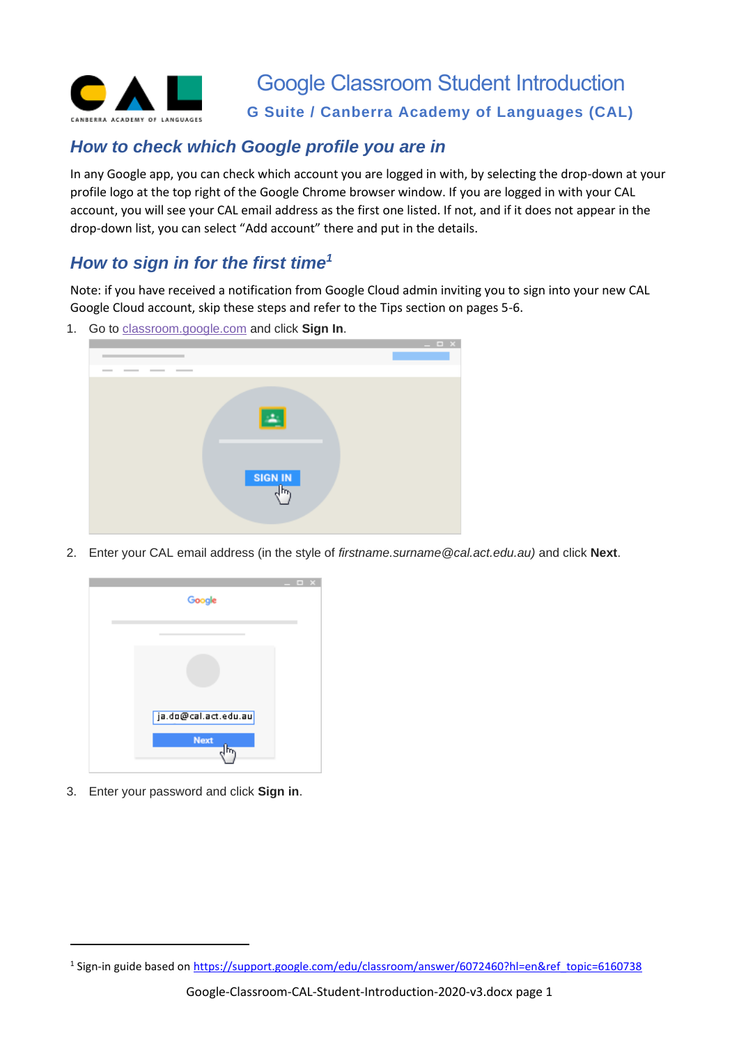# Google Classroom Student Introduction

**G Suite / Canberra Academy of Languages (CAL)**

## *How to check which Google profile you are in*

In any Google app, you can check which account you are logged in with, by selecting the drop-down at your profile logo at the top right of the Google Chrome browser window. If you are logged in with your CAL account, you will see your CAL email address as the first one listed. If not, and if it does not appear in the drop-down list, you can select "Add account" there and put in the details.

## *How to sign in for the first time*[1]

Note: if you have received a notification from Google Cloud admin inviting you to sign into your new CAL Google Cloud account, skip these steps and refer to the Tips section on pages 5-6.

1. Go to classroom.google.com and click **Sign In**.

2. Enter your CAL email address (in the style of *firstname.surname@cal.act.edu.au)* and click **Next**.

3. Enter your password and click **Sign in**.

---

[1] Sign-in guide based on https://support.google.com/edu/classroom/answer/6072460?hl=en&ref_topic=6160738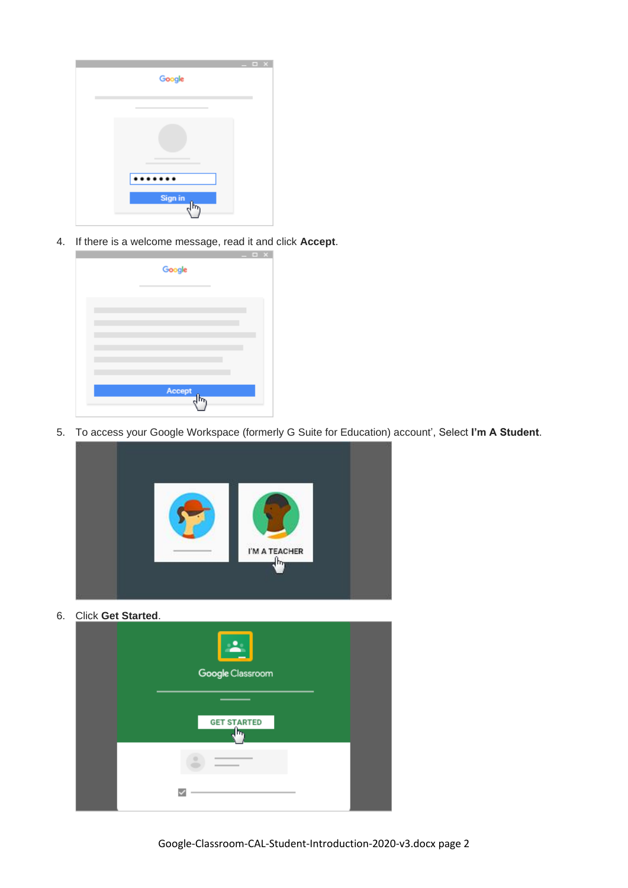4. If there is a welcome message, read it and click **Accept**.

5. To access your Google Workspace (formerly G Suite for Education) account', Select **I'm A Student**.

6. Click **Get Started**.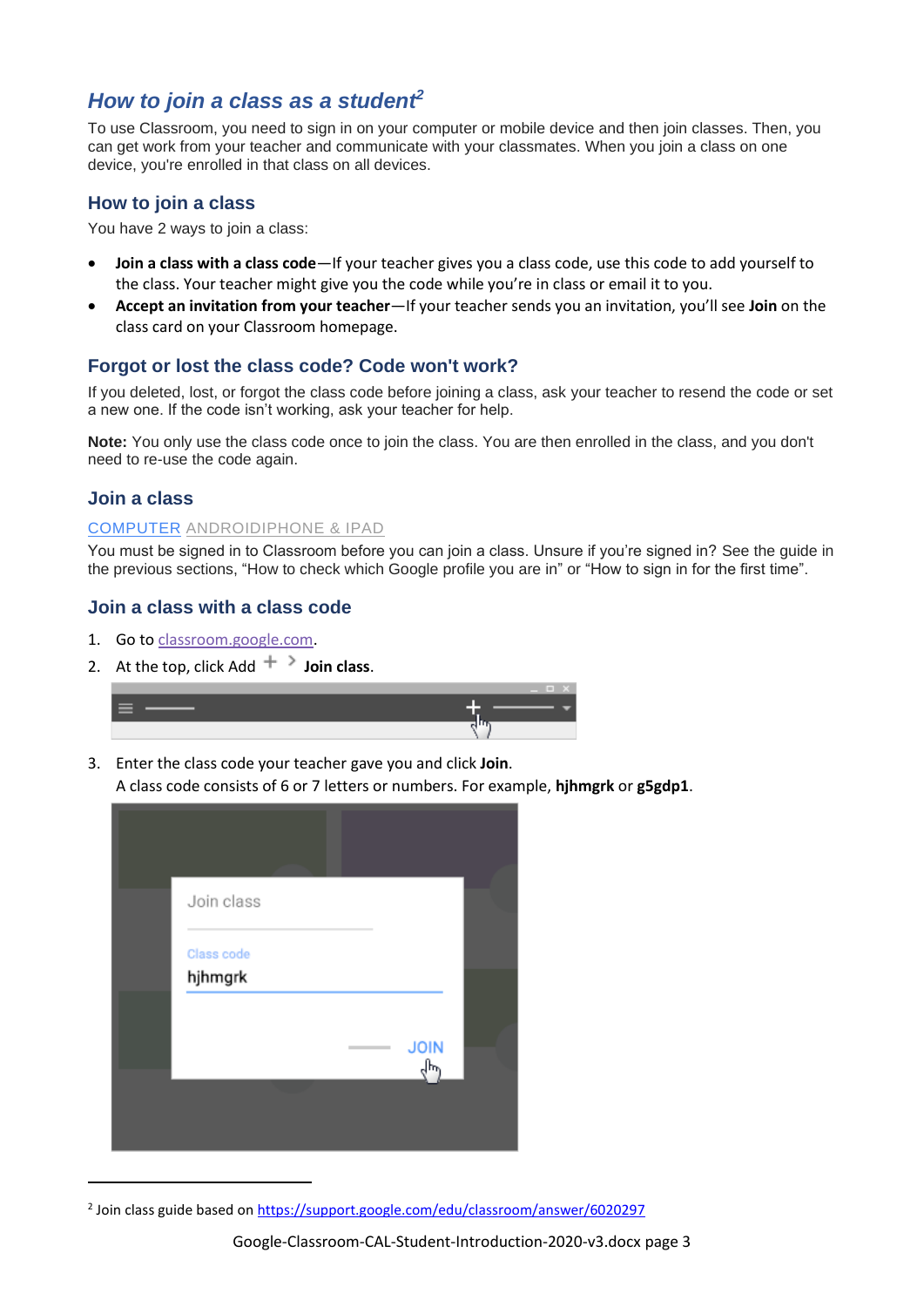## *How to join a class as a student*[2]

To use Classroom, you need to sign in on your computer or mobile device and then join classes. Then, you can get work from your teacher and communicate with your classmates. When you join a class on one device, you're enrolled in that class on all devices.

### How to join a class

You have 2 ways to join a class:

- **Join a class with a class code**—If your teacher gives you a class code, use this code to add yourself to the class. Your teacher might give you the code while you're in class or email it to you.
- **Accept an invitation from your teacher**—If your teacher sends you an invitation, you'll see **Join** on the class card on your Classroom homepage.

### Forgot or lost the class code? Code won't work?

If you deleted, lost, or forgot the class code before joining a class, ask your teacher to resend the code or set a new one. If the code isn't working, ask your teacher for help.

**Note:** You only use the class code once to join the class. You are then enrolled in the class, and you don't need to re-use the code again.

### Join a class

COMPUTER ANDROIDIPHONE & IPAD

You must be signed in to Classroom before you can join a class. Unsure if you're signed in? See the guide in the previous sections, "How to check which Google profile you are in" or "How to sign in for the first time".

### Join a class with a class code

1. Go to classroom.google.com.
2. At the top, click Add + > **Join class**.
3. Enter the class code your teacher gave you and click **Join**.
   A class code consists of 6 or 7 letters or numbers. For example, **hjhmgrk** or **g5gdp1**.

[2] Join class guide based on https://support.google.com/edu/classroom/answer/6020297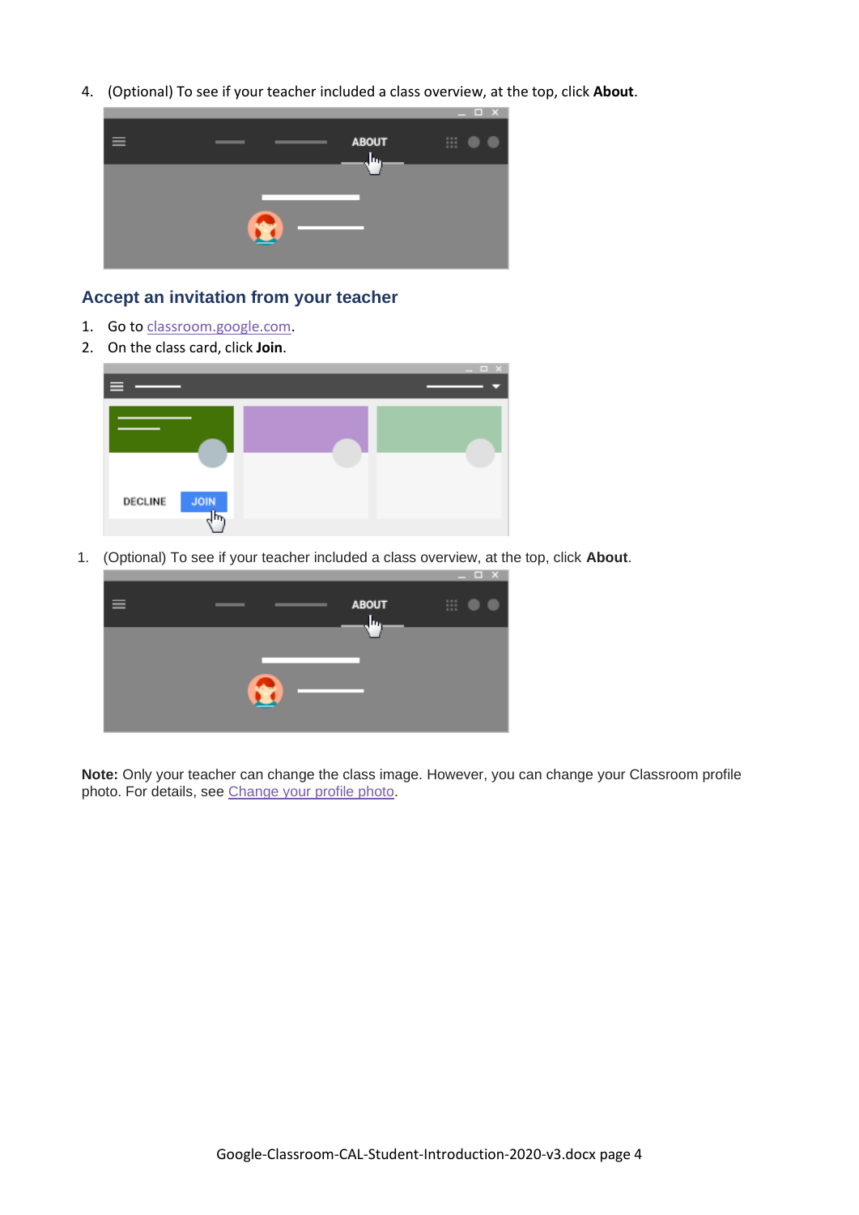4. (Optional) To see if your teacher included a class overview, at the top, click **About**.

## Accept an invitation from your teacher

1. Go to classroom.google.com.
2. On the class card, click **Join**.

1. (Optional) To see if your teacher included a class overview, at the top, click **About**.

**Note:** Only your teacher can change the class image. However, you can change your Classroom profile photo. For details, see Change your profile photo.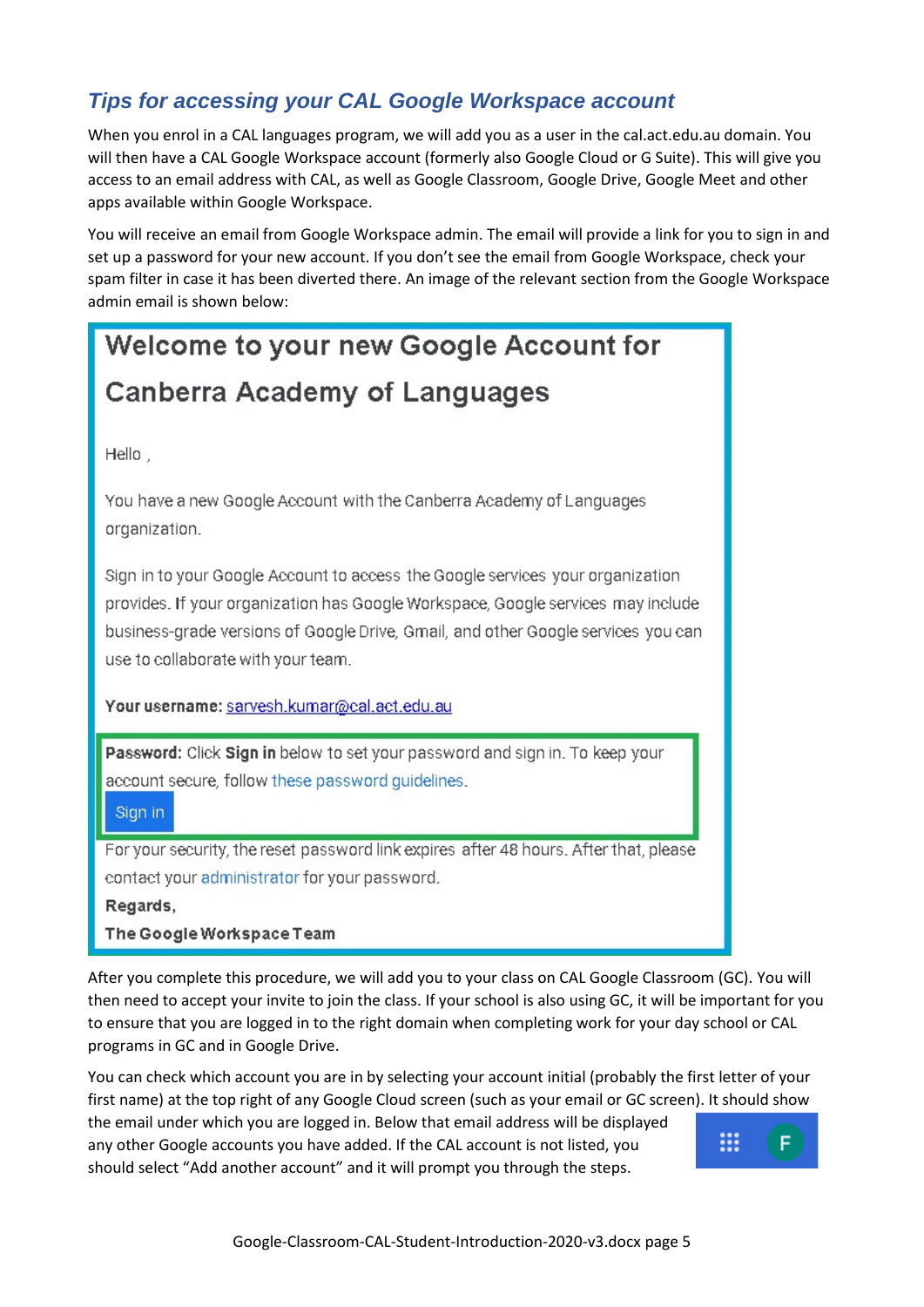## *Tips for accessing your CAL Google Workspace account*

When you enrol in a CAL languages program, we will add you as a user in the cal.act.edu.au domain. You will then have a CAL Google Workspace account (formerly also Google Cloud or G Suite). This will give you access to an email address with CAL, as well as Google Classroom, Google Drive, Google Meet and other apps available within Google Workspace.

You will receive an email from Google Workspace admin. The email will provide a link for you to sign in and set up a password for your new account. If you don't see the email from Google Workspace, check your spam filter in case it has been diverted there. An image of the relevant section from the Google Workspace admin email is shown below:

> **Welcome to your new Google Account for Canberra Academy of Languages**
>
> Hello ,
>
> You have a new Google Account with the Canberra Academy of Languages organization.
>
> Sign in to your Google Account to access the Google services your organization provides. If your organization has Google Workspace, Google services may include business-grade versions of Google Drive, Gmail, and other Google services you can use to collaborate with your team.
>
> **Your username:** sarvesh.kumar@cal.act.edu.au
>
> **Password:** Click **Sign in** below to set your password and sign in. To keep your account secure, follow these password guidelines.
>
> Sign in
>
> For your security, the reset password link expires after 48 hours. After that, please contact your administrator for your password.
>
> **Regards,**
>
> **The Google Workspace Team**

After you complete this procedure, we will add you to your class on CAL Google Classroom (GC). You will then need to accept your invite to join the class. If your school is also using GC, it will be important for you to ensure that you are logged in to the right domain when completing work for your day school or CAL programs in GC and in Google Drive.

You can check which account you are in by selecting your account initial (probably the first letter of your first name) at the top right of any Google Cloud screen (such as your email or GC screen). It should show the email under which you are logged in. Below that email address will be displayed any other Google accounts you have added. If the CAL account is not listed, you should select "Add another account" and it will prompt you through the steps.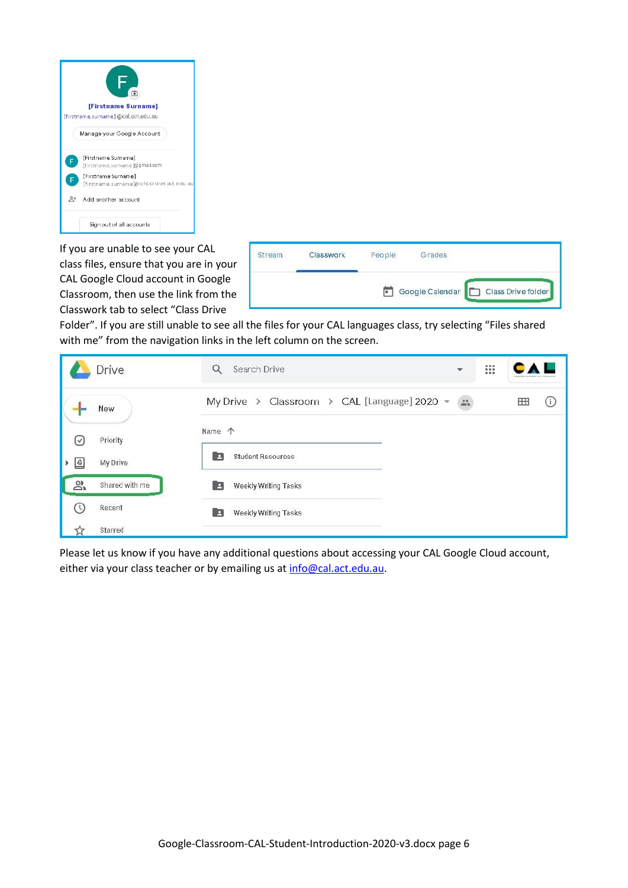If you are unable to see your CAL class files, ensure that you are in your CAL Google Cloud account in Google Classroom, then use the link from the Classwork tab to select "Class Drive Folder". If you are still unable to see all the files for your CAL languages class, try selecting "Files shared with me" from the navigation links in the left column on the screen.

Please let us know if you have any additional questions about accessing your CAL Google Cloud account, either via your class teacher or by emailing us at info@cal.act.edu.au.